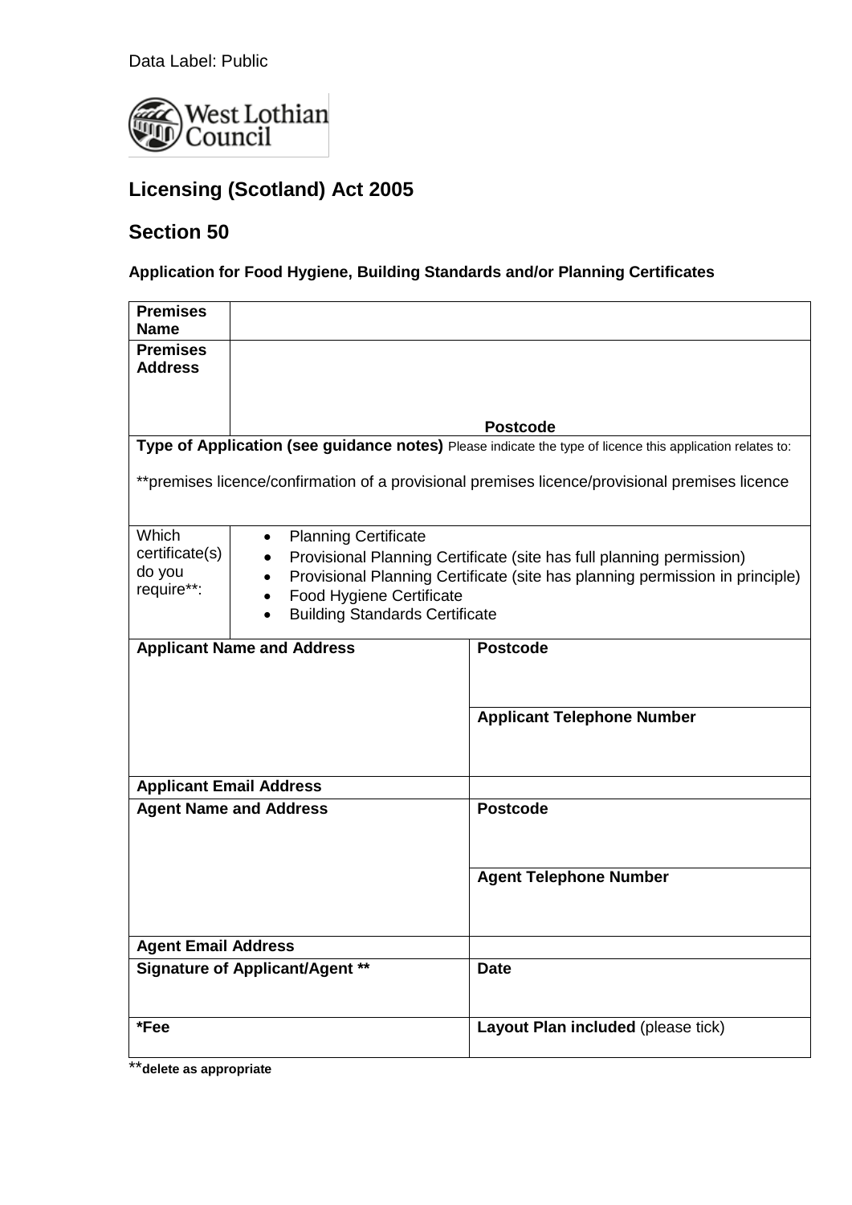Data Label: Public

West Lothian Council

## Licensing (Scotland) Act 2005

## Section 50

**Application for Food Hygiene, Building Standards and/or Planning Certificates**

| **Premises Name** | |
|---|---|
| **Premises Address** | **Postcode** |
| **Type of Application (see guidance notes)** Please indicate the type of licence this application relates to:<br><br>**premises licence/confirmation of a provisional premises licence/provisional premises licence | |
| Which certificate(s) do you require**: | • Planning Certificate<br>• Provisional Planning Certificate (site has full planning permission)<br>• Provisional Planning Certificate (site has planning permission in principle)<br>• Food Hygiene Certificate<br>• Building Standards Certificate |

| **Applicant Name and Address** | **Postcode** |
|---|---|
| | **Applicant Telephone Number** |
| **Applicant Email Address** | |
| **Agent Name and Address** | **Postcode** |
| | **Agent Telephone Number** |
| **Agent Email Address** | |
| **Signature of Applicant/Agent** ** | **Date** |
| ***Fee** | **Layout Plan included** (please tick) |

****delete as appropriate**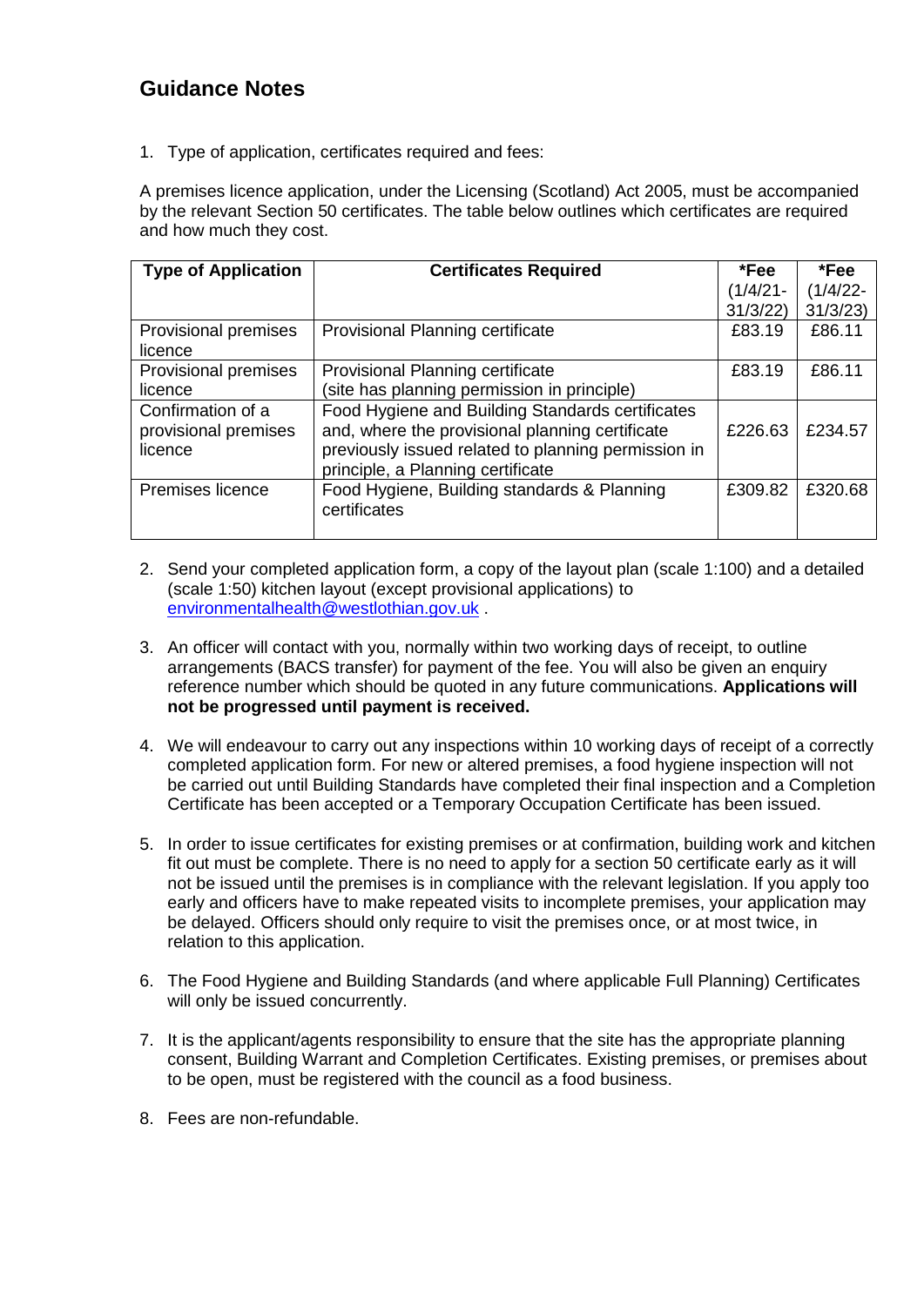## Guidance Notes

1. Type of application, certificates required and fees:

A premises licence application, under the Licensing (Scotland) Act 2005, must be accompanied by the relevant Section 50 certificates. The table below outlines which certificates are required and how much they cost.

| Type of Application | Certificates Required | *Fee (1/4/21-31/3/22) | *Fee (1/4/22-31/3/23) |
|---|---|---|---|
| Provisional premises licence | Provisional Planning certificate | £83.19 | £86.11 |
| Provisional premises licence | Provisional Planning certificate (site has planning permission in principle) | £83.19 | £86.11 |
| Confirmation of a provisional premises licence | Food Hygiene and Building Standards certificates and, where the provisional planning certificate previously issued related to planning permission in principle, a Planning certificate | £226.63 | £234.57 |
| Premises licence | Food Hygiene, Building standards & Planning certificates | £309.82 | £320.68 |

2. Send your completed application form, a copy of the layout plan (scale 1:100) and a detailed (scale 1:50) kitchen layout (except provisional applications) to environmentalhealth@westlothian.gov.uk .

3. An officer will contact with you, normally within two working days of receipt, to outline arrangements (BACS transfer) for payment of the fee. You will also be given an enquiry reference number which should be quoted in any future communications. **Applications will not be progressed until payment is received.**

4. We will endeavour to carry out any inspections within 10 working days of receipt of a correctly completed application form. For new or altered premises, a food hygiene inspection will not be carried out until Building Standards have completed their final inspection and a Completion Certificate has been accepted or a Temporary Occupation Certificate has been issued.

5. In order to issue certificates for existing premises or at confirmation, building work and kitchen fit out must be complete. There is no need to apply for a section 50 certificate early as it will not be issued until the premises is in compliance with the relevant legislation. If you apply too early and officers have to make repeated visits to incomplete premises, your application may be delayed. Officers should only require to visit the premises once, or at most twice, in relation to this application.

6. The Food Hygiene and Building Standards (and where applicable Full Planning) Certificates will only be issued concurrently.

7. It is the applicant/agents responsibility to ensure that the site has the appropriate planning consent, Building Warrant and Completion Certificates. Existing premises, or premises about to be open, must be registered with the council as a food business.

8. Fees are non-refundable.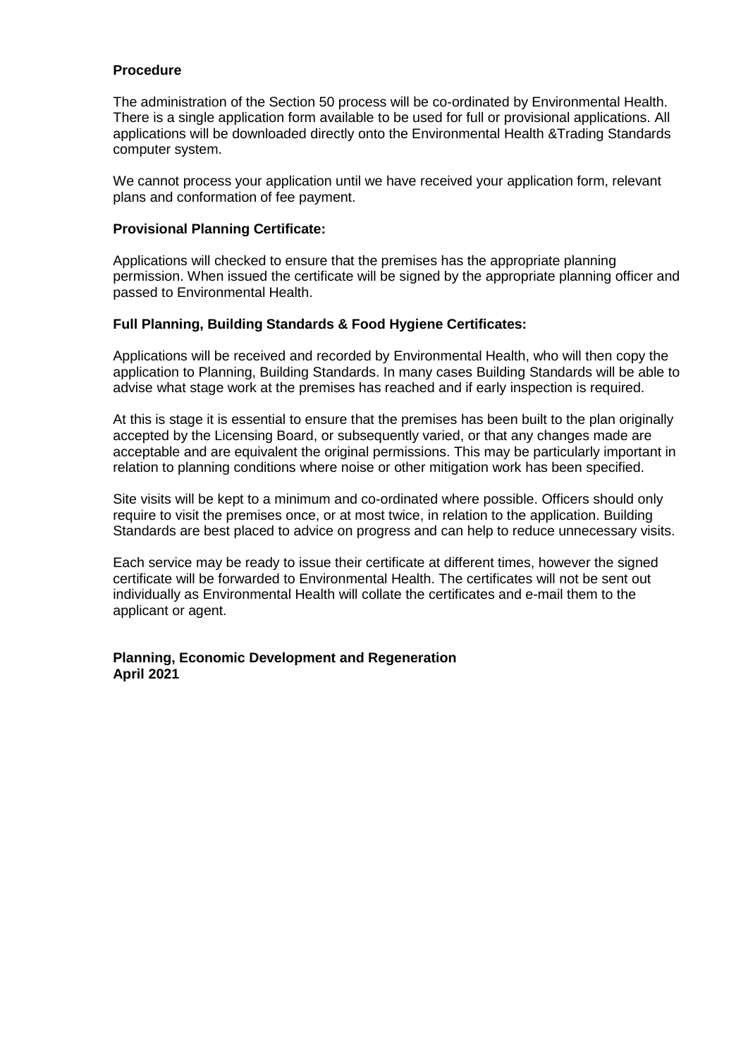**Procedure**

The administration of the Section 50 process will be co-ordinated by Environmental Health. There is a single application form available to be used for full or provisional applications. All applications will be downloaded directly onto the Environmental Health &Trading Standards computer system.

We cannot process your application until we have received your application form, relevant plans and conformation of fee payment.

**Provisional Planning Certificate:**

Applications will checked to ensure that the premises has the appropriate planning permission. When issued the certificate will be signed by the appropriate planning officer and passed to Environmental Health.

**Full Planning, Building Standards & Food Hygiene Certificates:**

Applications will be received and recorded by Environmental Health, who will then copy the application to Planning, Building Standards. In many cases Building Standards will be able to advise what stage work at the premises has reached and if early inspection is required.

At this is stage it is essential to ensure that the premises has been built to the plan originally accepted by the Licensing Board, or subsequently varied, or that any changes made are acceptable and are equivalent the original permissions. This may be particularly important in relation to planning conditions where noise or other mitigation work has been specified.

Site visits will be kept to a minimum and co-ordinated where possible. Officers should only require to visit the premises once, or at most twice, in relation to the application. Building Standards are best placed to advice on progress and can help to reduce unnecessary visits.

Each service may be ready to issue their certificate at different times, however the signed certificate will be forwarded to Environmental Health. The certificates will not be sent out individually as Environmental Health will collate the certificates and e-mail them to the applicant or agent.

**Planning, Economic Development and Regeneration**
**April 2021**